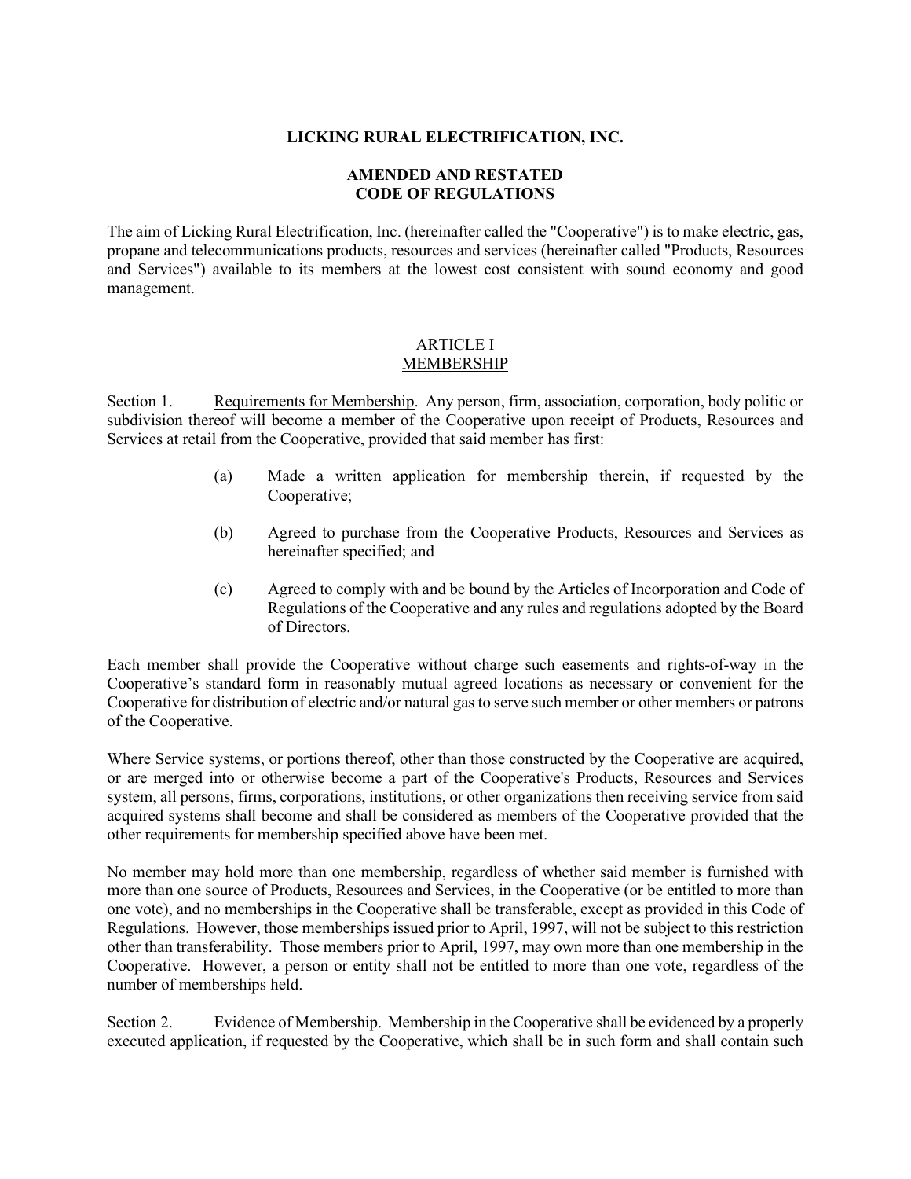# LICKING RURAL ELECTRIFICATION, INC.

## AMENDED AND RESTATED CODE OF REGULATIONS

The aim of Licking Rural Electrification, Inc. (hereinafter called the "Cooperative") is to make electric, gas, propane and telecommunications products, resources and services (hereinafter called "Products, Resources and Services") available to its members at the lowest cost consistent with sound economy and good management.

## ARTICLE I
## MEMBERSHIP

Section 1. Requirements for Membership. Any person, firm, association, corporation, body politic or subdivision thereof will become a member of the Cooperative upon receipt of Products, Resources and Services at retail from the Cooperative, provided that said member has first:

(a) Made a written application for membership therein, if requested by the Cooperative;

(b) Agreed to purchase from the Cooperative Products, Resources and Services as hereinafter specified; and

(c) Agreed to comply with and be bound by the Articles of Incorporation and Code of Regulations of the Cooperative and any rules and regulations adopted by the Board of Directors.

Each member shall provide the Cooperative without charge such easements and rights-of-way in the Cooperative's standard form in reasonably mutual agreed locations as necessary or convenient for the Cooperative for distribution of electric and/or natural gas to serve such member or other members or patrons of the Cooperative.

Where Service systems, or portions thereof, other than those constructed by the Cooperative are acquired, or are merged into or otherwise become a part of the Cooperative's Products, Resources and Services system, all persons, firms, corporations, institutions, or other organizations then receiving service from said acquired systems shall become and shall be considered as members of the Cooperative provided that the other requirements for membership specified above have been met.

No member may hold more than one membership, regardless of whether said member is furnished with more than one source of Products, Resources and Services, in the Cooperative (or be entitled to more than one vote), and no memberships in the Cooperative shall be transferable, except as provided in this Code of Regulations. However, those memberships issued prior to April, 1997, will not be subject to this restriction other than transferability. Those members prior to April, 1997, may own more than one membership in the Cooperative. However, a person or entity shall not be entitled to more than one vote, regardless of the number of memberships held.

Section 2. Evidence of Membership. Membership in the Cooperative shall be evidenced by a properly executed application, if requested by the Cooperative, which shall be in such form and shall contain such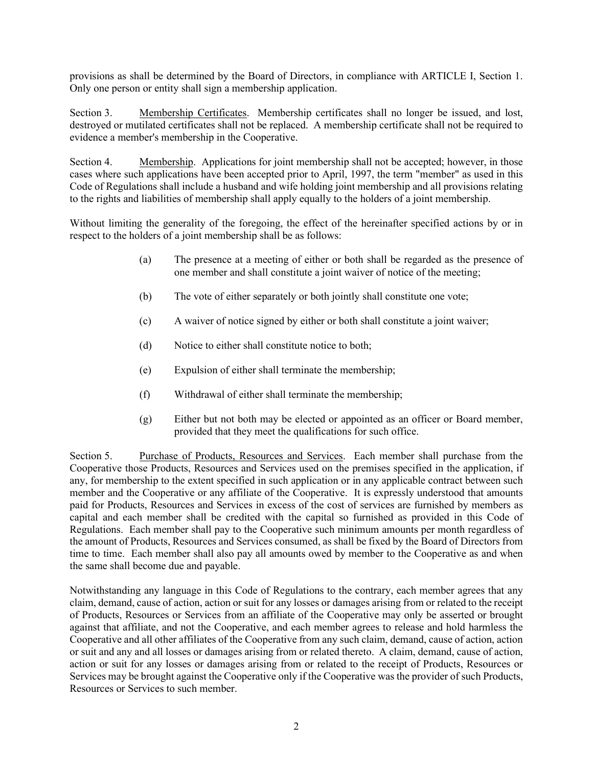provisions as shall be determined by the Board of Directors, in compliance with ARTICLE I, Section 1. Only one person or entity shall sign a membership application.

Section 3. Membership Certificates. Membership certificates shall no longer be issued, and lost, destroyed or mutilated certificates shall not be replaced. A membership certificate shall not be required to evidence a member's membership in the Cooperative.

Section 4. Membership. Applications for joint membership shall not be accepted; however, in those cases where such applications have been accepted prior to April, 1997, the term "member" as used in this Code of Regulations shall include a husband and wife holding joint membership and all provisions relating to the rights and liabilities of membership shall apply equally to the holders of a joint membership.

Without limiting the generality of the foregoing, the effect of the hereinafter specified actions by or in respect to the holders of a joint membership shall be as follows:

(a) The presence at a meeting of either or both shall be regarded as the presence of one member and shall constitute a joint waiver of notice of the meeting;

(b) The vote of either separately or both jointly shall constitute one vote;

(c) A waiver of notice signed by either or both shall constitute a joint waiver;

(d) Notice to either shall constitute notice to both;

(e) Expulsion of either shall terminate the membership;

(f) Withdrawal of either shall terminate the membership;

(g) Either but not both may be elected or appointed as an officer or Board member, provided that they meet the qualifications for such office.

Section 5. Purchase of Products, Resources and Services. Each member shall purchase from the Cooperative those Products, Resources and Services used on the premises specified in the application, if any, for membership to the extent specified in such application or in any applicable contract between such member and the Cooperative or any affiliate of the Cooperative. It is expressly understood that amounts paid for Products, Resources and Services in excess of the cost of services are furnished by members as capital and each member shall be credited with the capital so furnished as provided in this Code of Regulations. Each member shall pay to the Cooperative such minimum amounts per month regardless of the amount of Products, Resources and Services consumed, as shall be fixed by the Board of Directors from time to time. Each member shall also pay all amounts owed by member to the Cooperative as and when the same shall become due and payable.

Notwithstanding any language in this Code of Regulations to the contrary, each member agrees that any claim, demand, cause of action, action or suit for any losses or damages arising from or related to the receipt of Products, Resources or Services from an affiliate of the Cooperative may only be asserted or brought against that affiliate, and not the Cooperative, and each member agrees to release and hold harmless the Cooperative and all other affiliates of the Cooperative from any such claim, demand, cause of action, action or suit and any and all losses or damages arising from or related thereto. A claim, demand, cause of action, action or suit for any losses or damages arising from or related to the receipt of Products, Resources or Services may be brought against the Cooperative only if the Cooperative was the provider of such Products, Resources or Services to such member.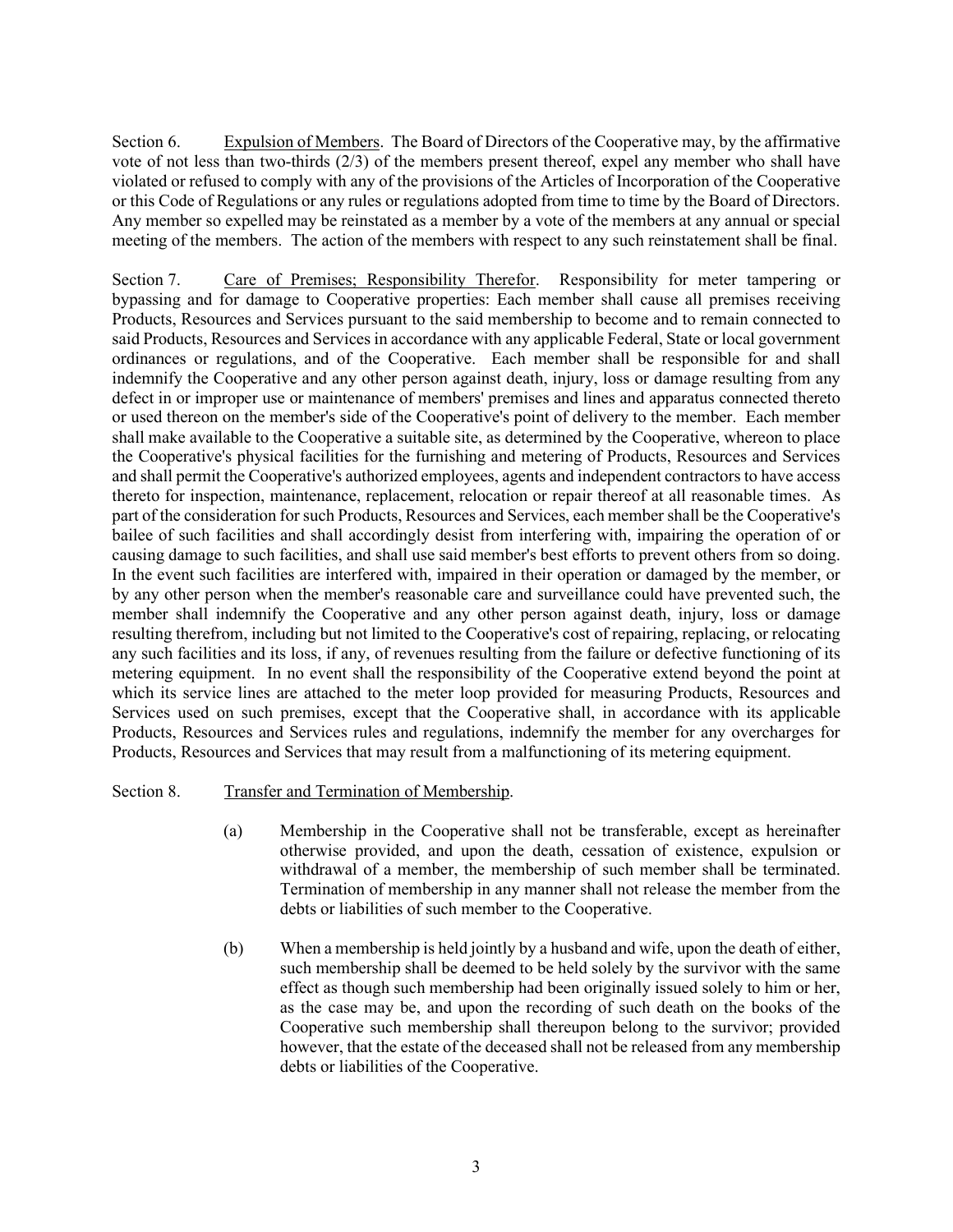Section 6. Expulsion of Members. The Board of Directors of the Cooperative may, by the affirmative vote of not less than two-thirds (2/3) of the members present thereof, expel any member who shall have violated or refused to comply with any of the provisions of the Articles of Incorporation of the Cooperative or this Code of Regulations or any rules or regulations adopted from time to time by the Board of Directors. Any member so expelled may be reinstated as a member by a vote of the members at any annual or special meeting of the members. The action of the members with respect to any such reinstatement shall be final.

Section 7. Care of Premises; Responsibility Therefor. Responsibility for meter tampering or bypassing and for damage to Cooperative properties: Each member shall cause all premises receiving Products, Resources and Services pursuant to the said membership to become and to remain connected to said Products, Resources and Services in accordance with any applicable Federal, State or local government ordinances or regulations, and of the Cooperative. Each member shall be responsible for and shall indemnify the Cooperative and any other person against death, injury, loss or damage resulting from any defect in or improper use or maintenance of members' premises and lines and apparatus connected thereto or used thereon on the member's side of the Cooperative's point of delivery to the member. Each member shall make available to the Cooperative a suitable site, as determined by the Cooperative, whereon to place the Cooperative's physical facilities for the furnishing and metering of Products, Resources and Services and shall permit the Cooperative's authorized employees, agents and independent contractors to have access thereto for inspection, maintenance, replacement, relocation or repair thereof at all reasonable times. As part of the consideration for such Products, Resources and Services, each member shall be the Cooperative's bailee of such facilities and shall accordingly desist from interfering with, impairing the operation of or causing damage to such facilities, and shall use said member's best efforts to prevent others from so doing. In the event such facilities are interfered with, impaired in their operation or damaged by the member, or by any other person when the member's reasonable care and surveillance could have prevented such, the member shall indemnify the Cooperative and any other person against death, injury, loss or damage resulting therefrom, including but not limited to the Cooperative's cost of repairing, replacing, or relocating any such facilities and its loss, if any, of revenues resulting from the failure or defective functioning of its metering equipment. In no event shall the responsibility of the Cooperative extend beyond the point at which its service lines are attached to the meter loop provided for measuring Products, Resources and Services used on such premises, except that the Cooperative shall, in accordance with its applicable Products, Resources and Services rules and regulations, indemnify the member for any overcharges for Products, Resources and Services that may result from a malfunctioning of its metering equipment.

Section 8. Transfer and Termination of Membership.

(a) Membership in the Cooperative shall not be transferable, except as hereinafter otherwise provided, and upon the death, cessation of existence, expulsion or withdrawal of a member, the membership of such member shall be terminated. Termination of membership in any manner shall not release the member from the debts or liabilities of such member to the Cooperative.

(b) When a membership is held jointly by a husband and wife, upon the death of either, such membership shall be deemed to be held solely by the survivor with the same effect as though such membership had been originally issued solely to him or her, as the case may be, and upon the recording of such death on the books of the Cooperative such membership shall thereupon belong to the survivor; provided however, that the estate of the deceased shall not be released from any membership debts or liabilities of the Cooperative.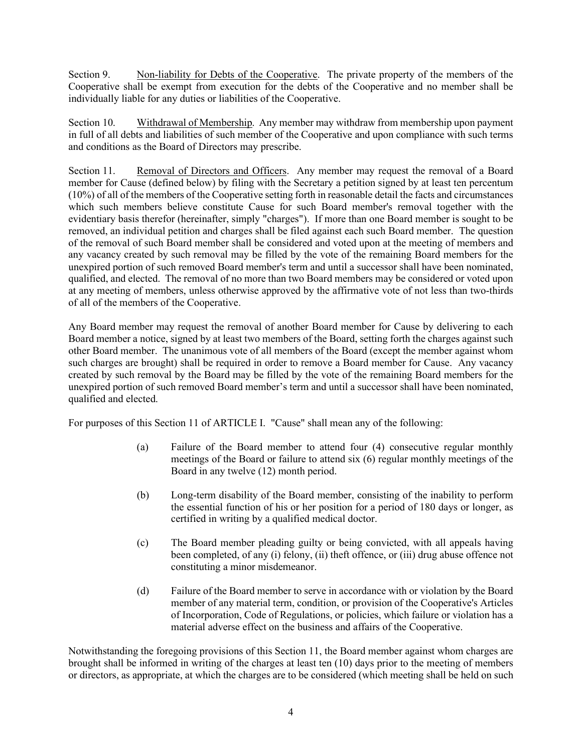Section 9. Non-liability for Debts of the Cooperative. The private property of the members of the Cooperative shall be exempt from execution for the debts of the Cooperative and no member shall be individually liable for any duties or liabilities of the Cooperative.

Section 10. Withdrawal of Membership. Any member may withdraw from membership upon payment in full of all debts and liabilities of such member of the Cooperative and upon compliance with such terms and conditions as the Board of Directors may prescribe.

Section 11. Removal of Directors and Officers. Any member may request the removal of a Board member for Cause (defined below) by filing with the Secretary a petition signed by at least ten percentum (10%) of all of the members of the Cooperative setting forth in reasonable detail the facts and circumstances which such members believe constitute Cause for such Board member's removal together with the evidentiary basis therefor (hereinafter, simply "charges"). If more than one Board member is sought to be removed, an individual petition and charges shall be filed against each such Board member. The question of the removal of such Board member shall be considered and voted upon at the meeting of members and any vacancy created by such removal may be filled by the vote of the remaining Board members for the unexpired portion of such removed Board member's term and until a successor shall have been nominated, qualified, and elected. The removal of no more than two Board members may be considered or voted upon at any meeting of members, unless otherwise approved by the affirmative vote of not less than two-thirds of all of the members of the Cooperative.

Any Board member may request the removal of another Board member for Cause by delivering to each Board member a notice, signed by at least two members of the Board, setting forth the charges against such other Board member. The unanimous vote of all members of the Board (except the member against whom such charges are brought) shall be required in order to remove a Board member for Cause. Any vacancy created by such removal by the Board may be filled by the vote of the remaining Board members for the unexpired portion of such removed Board member's term and until a successor shall have been nominated, qualified and elected.

For purposes of this Section 11 of ARTICLE I. "Cause" shall mean any of the following:

(a) Failure of the Board member to attend four (4) consecutive regular monthly meetings of the Board or failure to attend six (6) regular monthly meetings of the Board in any twelve (12) month period.

(b) Long-term disability of the Board member, consisting of the inability to perform the essential function of his or her position for a period of 180 days or longer, as certified in writing by a qualified medical doctor.

(c) The Board member pleading guilty or being convicted, with all appeals having been completed, of any (i) felony, (ii) theft offence, or (iii) drug abuse offence not constituting a minor misdemeanor.

(d) Failure of the Board member to serve in accordance with or violation by the Board member of any material term, condition, or provision of the Cooperative's Articles of Incorporation, Code of Regulations, or policies, which failure or violation has a material adverse effect on the business and affairs of the Cooperative.

Notwithstanding the foregoing provisions of this Section 11, the Board member against whom charges are brought shall be informed in writing of the charges at least ten (10) days prior to the meeting of members or directors, as appropriate, at which the charges are to be considered (which meeting shall be held on such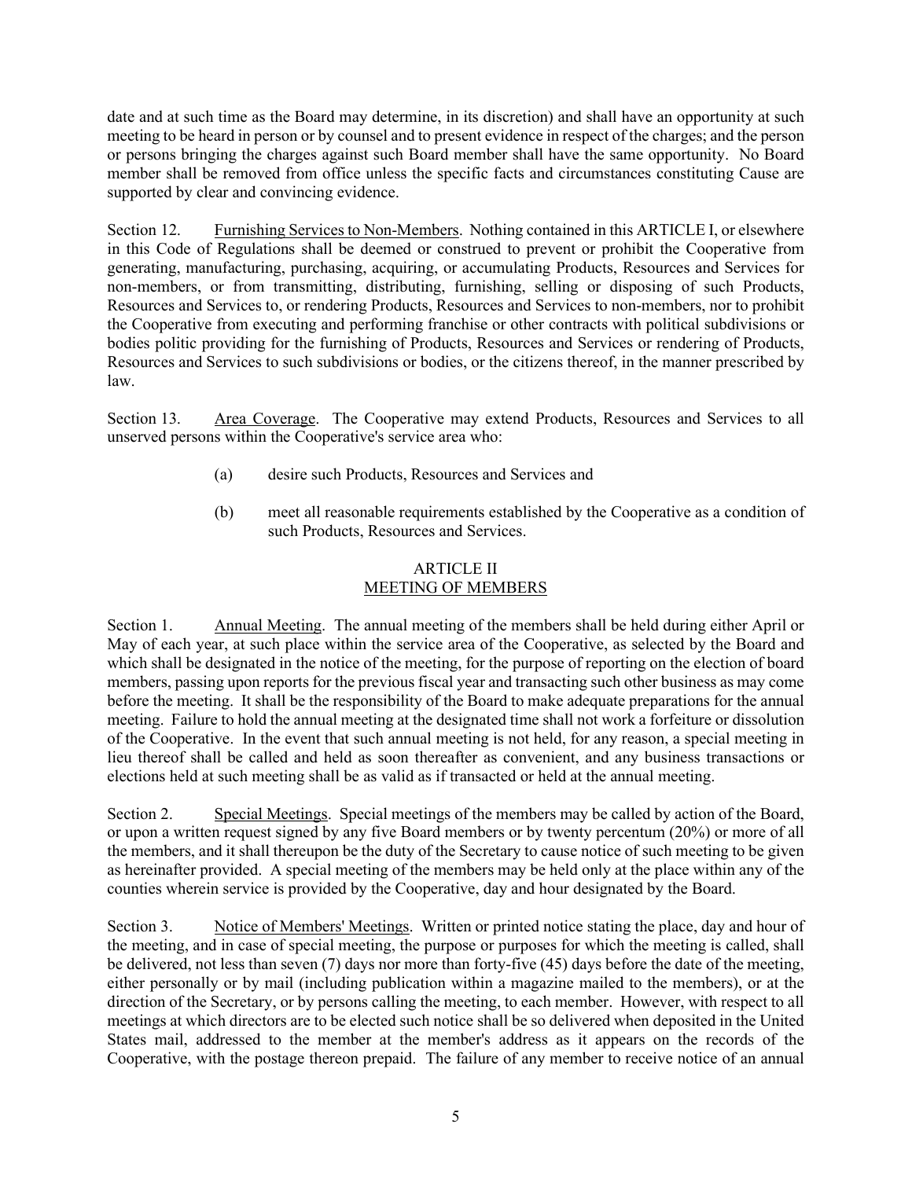date and at such time as the Board may determine, in its discretion) and shall have an opportunity at such meeting to be heard in person or by counsel and to present evidence in respect of the charges; and the person or persons bringing the charges against such Board member shall have the same opportunity. No Board member shall be removed from office unless the specific facts and circumstances constituting Cause are supported by clear and convincing evidence.

Section 12. Furnishing Services to Non-Members. Nothing contained in this ARTICLE I, or elsewhere in this Code of Regulations shall be deemed or construed to prevent or prohibit the Cooperative from generating, manufacturing, purchasing, acquiring, or accumulating Products, Resources and Services for non-members, or from transmitting, distributing, furnishing, selling or disposing of such Products, Resources and Services to, or rendering Products, Resources and Services to non-members, nor to prohibit the Cooperative from executing and performing franchise or other contracts with political subdivisions or bodies politic providing for the furnishing of Products, Resources and Services or rendering of Products, Resources and Services to such subdivisions or bodies, or the citizens thereof, in the manner prescribed by law.

Section 13. Area Coverage. The Cooperative may extend Products, Resources and Services to all unserved persons within the Cooperative's service area who:

(a) desire such Products, Resources and Services and

(b) meet all reasonable requirements established by the Cooperative as a condition of such Products, Resources and Services.

## ARTICLE II
## MEETING OF MEMBERS

Section 1. Annual Meeting. The annual meeting of the members shall be held during either April or May of each year, at such place within the service area of the Cooperative, as selected by the Board and which shall be designated in the notice of the meeting, for the purpose of reporting on the election of board members, passing upon reports for the previous fiscal year and transacting such other business as may come before the meeting. It shall be the responsibility of the Board to make adequate preparations for the annual meeting. Failure to hold the annual meeting at the designated time shall not work a forfeiture or dissolution of the Cooperative. In the event that such annual meeting is not held, for any reason, a special meeting in lieu thereof shall be called and held as soon thereafter as convenient, and any business transactions or elections held at such meeting shall be as valid as if transacted or held at the annual meeting.

Section 2. Special Meetings. Special meetings of the members may be called by action of the Board, or upon a written request signed by any five Board members or by twenty percentum (20%) or more of all the members, and it shall thereupon be the duty of the Secretary to cause notice of such meeting to be given as hereinafter provided. A special meeting of the members may be held only at the place within any of the counties wherein service is provided by the Cooperative, day and hour designated by the Board.

Section 3. Notice of Members' Meetings. Written or printed notice stating the place, day and hour of the meeting, and in case of special meeting, the purpose or purposes for which the meeting is called, shall be delivered, not less than seven (7) days nor more than forty-five (45) days before the date of the meeting, either personally or by mail (including publication within a magazine mailed to the members), or at the direction of the Secretary, or by persons calling the meeting, to each member. However, with respect to all meetings at which directors are to be elected such notice shall be so delivered when deposited in the United States mail, addressed to the member at the member's address as it appears on the records of the Cooperative, with the postage thereon prepaid. The failure of any member to receive notice of an annual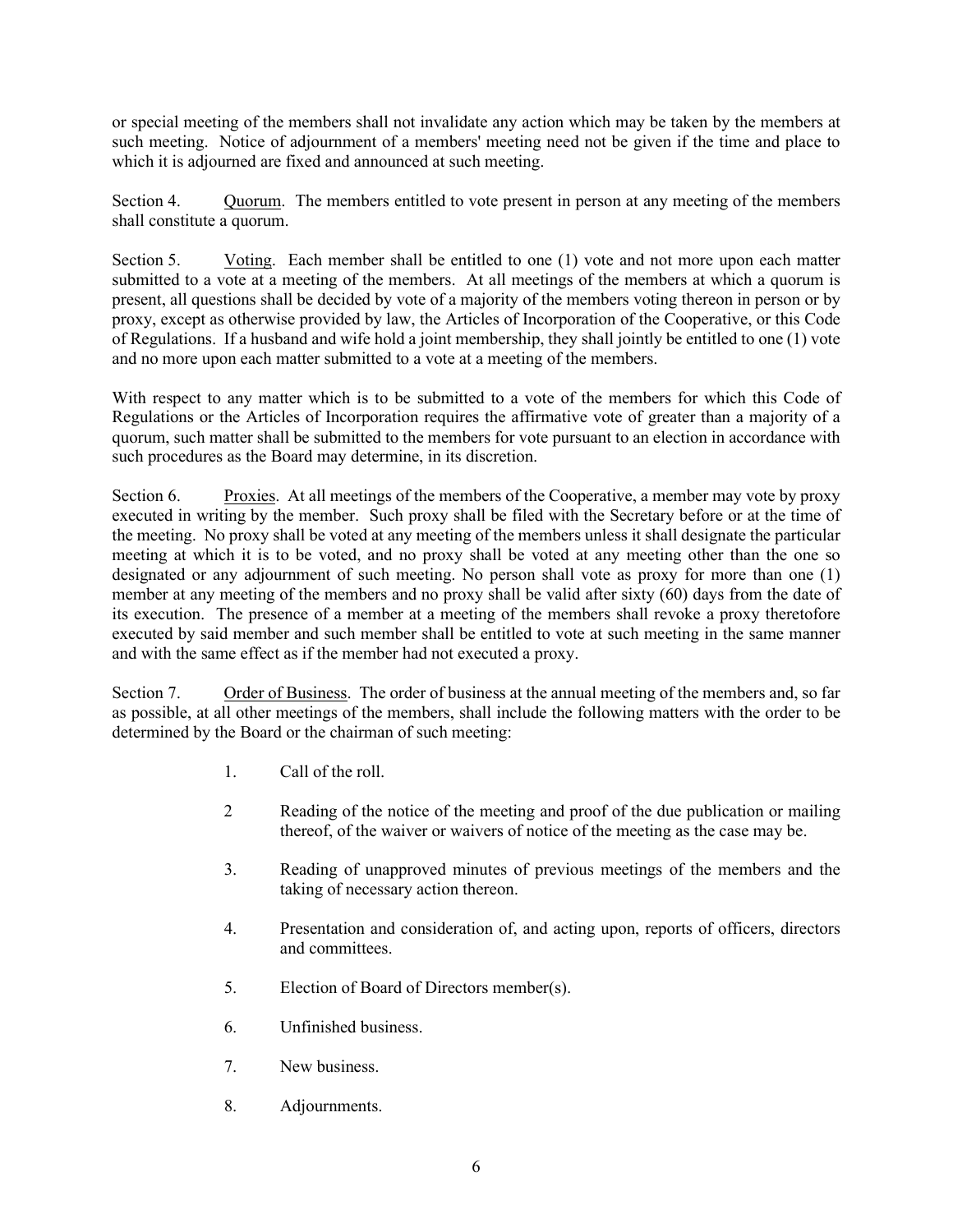or special meeting of the members shall not invalidate any action which may be taken by the members at such meeting. Notice of adjournment of a members' meeting need not be given if the time and place to which it is adjourned are fixed and announced at such meeting.

Section 4. Quorum. The members entitled to vote present in person at any meeting of the members shall constitute a quorum.

Section 5. Voting. Each member shall be entitled to one (1) vote and not more upon each matter submitted to a vote at a meeting of the members. At all meetings of the members at which a quorum is present, all questions shall be decided by vote of a majority of the members voting thereon in person or by proxy, except as otherwise provided by law, the Articles of Incorporation of the Cooperative, or this Code of Regulations. If a husband and wife hold a joint membership, they shall jointly be entitled to one (1) vote and no more upon each matter submitted to a vote at a meeting of the members.

With respect to any matter which is to be submitted to a vote of the members for which this Code of Regulations or the Articles of Incorporation requires the affirmative vote of greater than a majority of a quorum, such matter shall be submitted to the members for vote pursuant to an election in accordance with such procedures as the Board may determine, in its discretion.

Section 6. Proxies. At all meetings of the members of the Cooperative, a member may vote by proxy executed in writing by the member. Such proxy shall be filed with the Secretary before or at the time of the meeting. No proxy shall be voted at any meeting of the members unless it shall designate the particular meeting at which it is to be voted, and no proxy shall be voted at any meeting other than the one so designated or any adjournment of such meeting. No person shall vote as proxy for more than one (1) member at any meeting of the members and no proxy shall be valid after sixty (60) days from the date of its execution. The presence of a member at a meeting of the members shall revoke a proxy theretofore executed by said member and such member shall be entitled to vote at such meeting in the same manner and with the same effect as if the member had not executed a proxy.

Section 7. Order of Business. The order of business at the annual meeting of the members and, so far as possible, at all other meetings of the members, shall include the following matters with the order to be determined by the Board or the chairman of such meeting:

1. Call of the roll.

2 Reading of the notice of the meeting and proof of the due publication or mailing thereof, of the waiver or waivers of notice of the meeting as the case may be.

3. Reading of unapproved minutes of previous meetings of the members and the taking of necessary action thereon.

4. Presentation and consideration of, and acting upon, reports of officers, directors and committees.

5. Election of Board of Directors member(s).

6. Unfinished business.

7. New business.

8. Adjournments.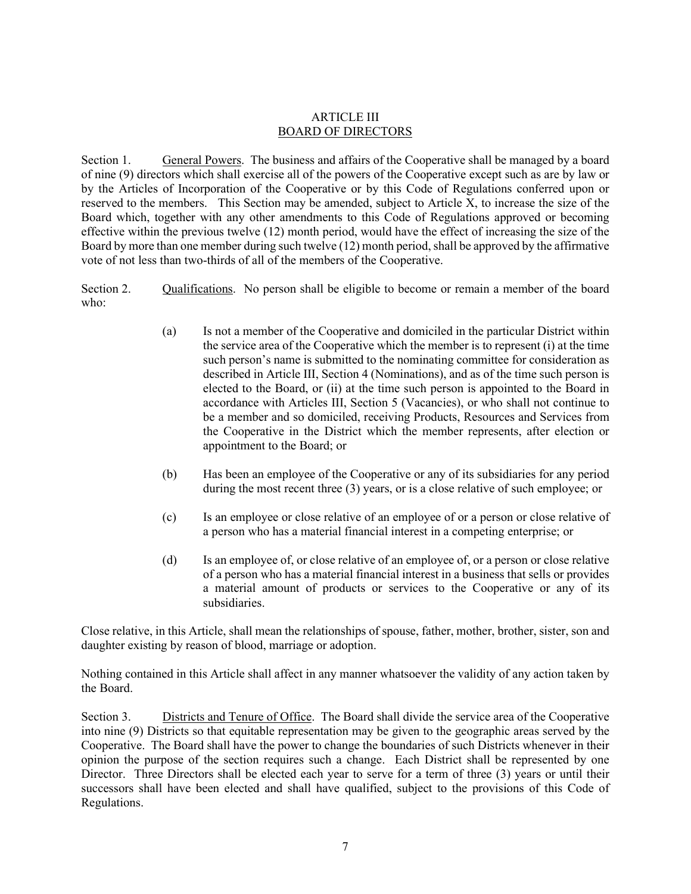# ARTICLE III
## BOARD OF DIRECTORS

Section 1. General Powers. The business and affairs of the Cooperative shall be managed by a board of nine (9) directors which shall exercise all of the powers of the Cooperative except such as are by law or by the Articles of Incorporation of the Cooperative or by this Code of Regulations conferred upon or reserved to the members. This Section may be amended, subject to Article X, to increase the size of the Board which, together with any other amendments to this Code of Regulations approved or becoming effective within the previous twelve (12) month period, would have the effect of increasing the size of the Board by more than one member during such twelve (12) month period, shall be approved by the affirmative vote of not less than two-thirds of all of the members of the Cooperative.

Section 2. Qualifications. No person shall be eligible to become or remain a member of the board who:

(a) Is not a member of the Cooperative and domiciled in the particular District within the service area of the Cooperative which the member is to represent (i) at the time such person's name is submitted to the nominating committee for consideration as described in Article III, Section 4 (Nominations), and as of the time such person is elected to the Board, or (ii) at the time such person is appointed to the Board in accordance with Articles III, Section 5 (Vacancies), or who shall not continue to be a member and so domiciled, receiving Products, Resources and Services from the Cooperative in the District which the member represents, after election or appointment to the Board; or

(b) Has been an employee of the Cooperative or any of its subsidiaries for any period during the most recent three (3) years, or is a close relative of such employee; or

(c) Is an employee or close relative of an employee of or a person or close relative of a person who has a material financial interest in a competing enterprise; or

(d) Is an employee of, or close relative of an employee of, or a person or close relative of a person who has a material financial interest in a business that sells or provides a material amount of products or services to the Cooperative or any of its subsidiaries.

Close relative, in this Article, shall mean the relationships of spouse, father, mother, brother, sister, son and daughter existing by reason of blood, marriage or adoption.

Nothing contained in this Article shall affect in any manner whatsoever the validity of any action taken by the Board.

Section 3. Districts and Tenure of Office. The Board shall divide the service area of the Cooperative into nine (9) Districts so that equitable representation may be given to the geographic areas served by the Cooperative. The Board shall have the power to change the boundaries of such Districts whenever in their opinion the purpose of the section requires such a change. Each District shall be represented by one Director. Three Directors shall be elected each year to serve for a term of three (3) years or until their successors shall have been elected and shall have qualified, subject to the provisions of this Code of Regulations.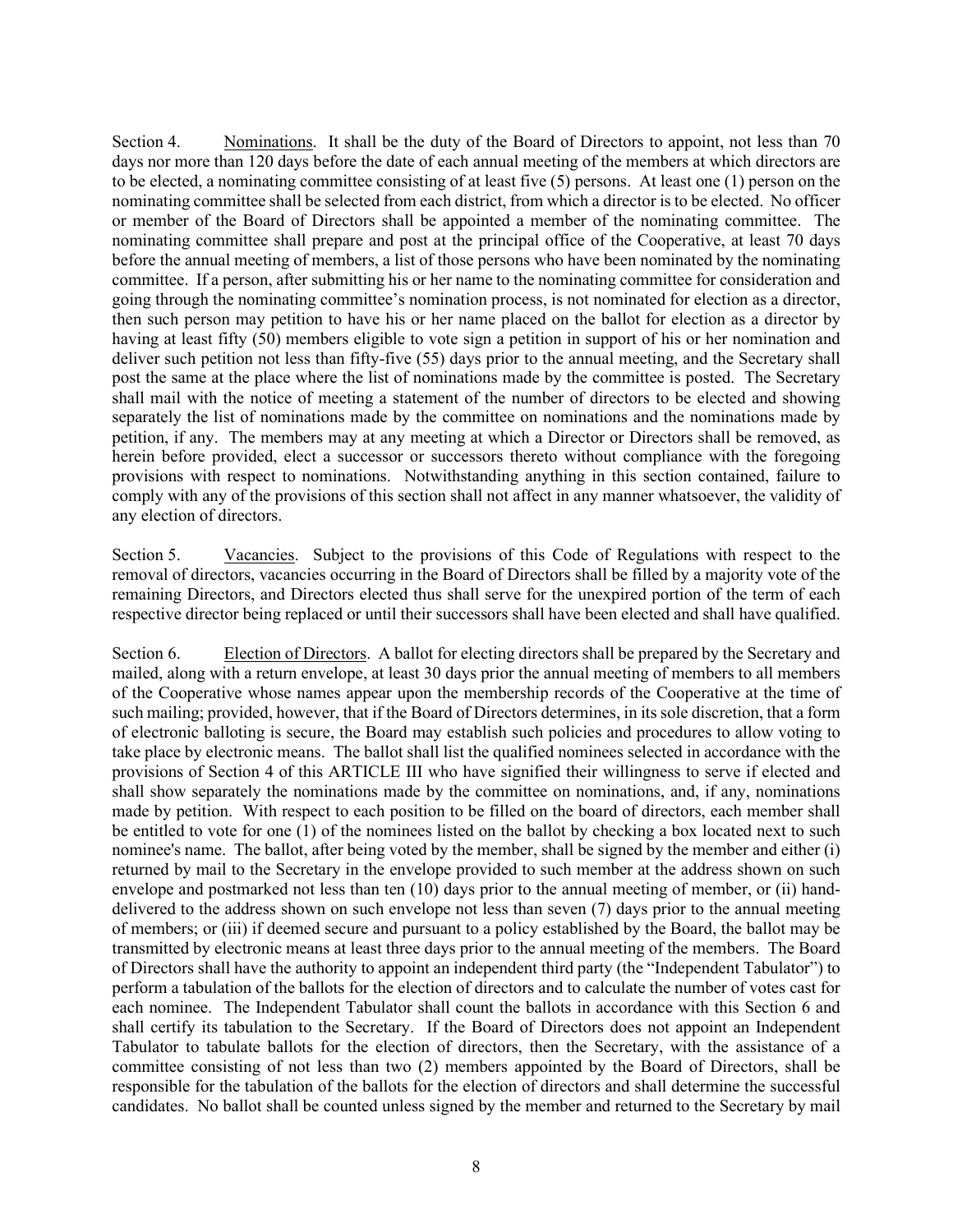Section 4. Nominations. It shall be the duty of the Board of Directors to appoint, not less than 70 days nor more than 120 days before the date of each annual meeting of the members at which directors are to be elected, a nominating committee consisting of at least five (5) persons. At least one (1) person on the nominating committee shall be selected from each district, from which a director is to be elected. No officer or member of the Board of Directors shall be appointed a member of the nominating committee. The nominating committee shall prepare and post at the principal office of the Cooperative, at least 70 days before the annual meeting of members, a list of those persons who have been nominated by the nominating committee. If a person, after submitting his or her name to the nominating committee for consideration and going through the nominating committee's nomination process, is not nominated for election as a director, then such person may petition to have his or her name placed on the ballot for election as a director by having at least fifty (50) members eligible to vote sign a petition in support of his or her nomination and deliver such petition not less than fifty-five (55) days prior to the annual meeting, and the Secretary shall post the same at the place where the list of nominations made by the committee is posted. The Secretary shall mail with the notice of meeting a statement of the number of directors to be elected and showing separately the list of nominations made by the committee on nominations and the nominations made by petition, if any. The members may at any meeting at which a Director or Directors shall be removed, as herein before provided, elect a successor or successors thereto without compliance with the foregoing provisions with respect to nominations. Notwithstanding anything in this section contained, failure to comply with any of the provisions of this section shall not affect in any manner whatsoever, the validity of any election of directors.

Section 5. Vacancies. Subject to the provisions of this Code of Regulations with respect to the removal of directors, vacancies occurring in the Board of Directors shall be filled by a majority vote of the remaining Directors, and Directors elected thus shall serve for the unexpired portion of the term of each respective director being replaced or until their successors shall have been elected and shall have qualified.

Section 6. Election of Directors. A ballot for electing directors shall be prepared by the Secretary and mailed, along with a return envelope, at least 30 days prior the annual meeting of members to all members of the Cooperative whose names appear upon the membership records of the Cooperative at the time of such mailing; provided, however, that if the Board of Directors determines, in its sole discretion, that a form of electronic balloting is secure, the Board may establish such policies and procedures to allow voting to take place by electronic means. The ballot shall list the qualified nominees selected in accordance with the provisions of Section 4 of this ARTICLE III who have signified their willingness to serve if elected and shall show separately the nominations made by the committee on nominations, and, if any, nominations made by petition. With respect to each position to be filled on the board of directors, each member shall be entitled to vote for one (1) of the nominees listed on the ballot by checking a box located next to such nominee's name. The ballot, after being voted by the member, shall be signed by the member and either (i) returned by mail to the Secretary in the envelope provided to such member at the address shown on such envelope and postmarked not less than ten (10) days prior to the annual meeting of member, or (ii) hand-delivered to the address shown on such envelope not less than seven (7) days prior to the annual meeting of members; or (iii) if deemed secure and pursuant to a policy established by the Board, the ballot may be transmitted by electronic means at least three days prior to the annual meeting of the members. The Board of Directors shall have the authority to appoint an independent third party (the "Independent Tabulator") to perform a tabulation of the ballots for the election of directors and to calculate the number of votes cast for each nominee. The Independent Tabulator shall count the ballots in accordance with this Section 6 and shall certify its tabulation to the Secretary. If the Board of Directors does not appoint an Independent Tabulator to tabulate ballots for the election of directors, then the Secretary, with the assistance of a committee consisting of not less than two (2) members appointed by the Board of Directors, shall be responsible for the tabulation of the ballots for the election of directors and shall determine the successful candidates. No ballot shall be counted unless signed by the member and returned to the Secretary by mail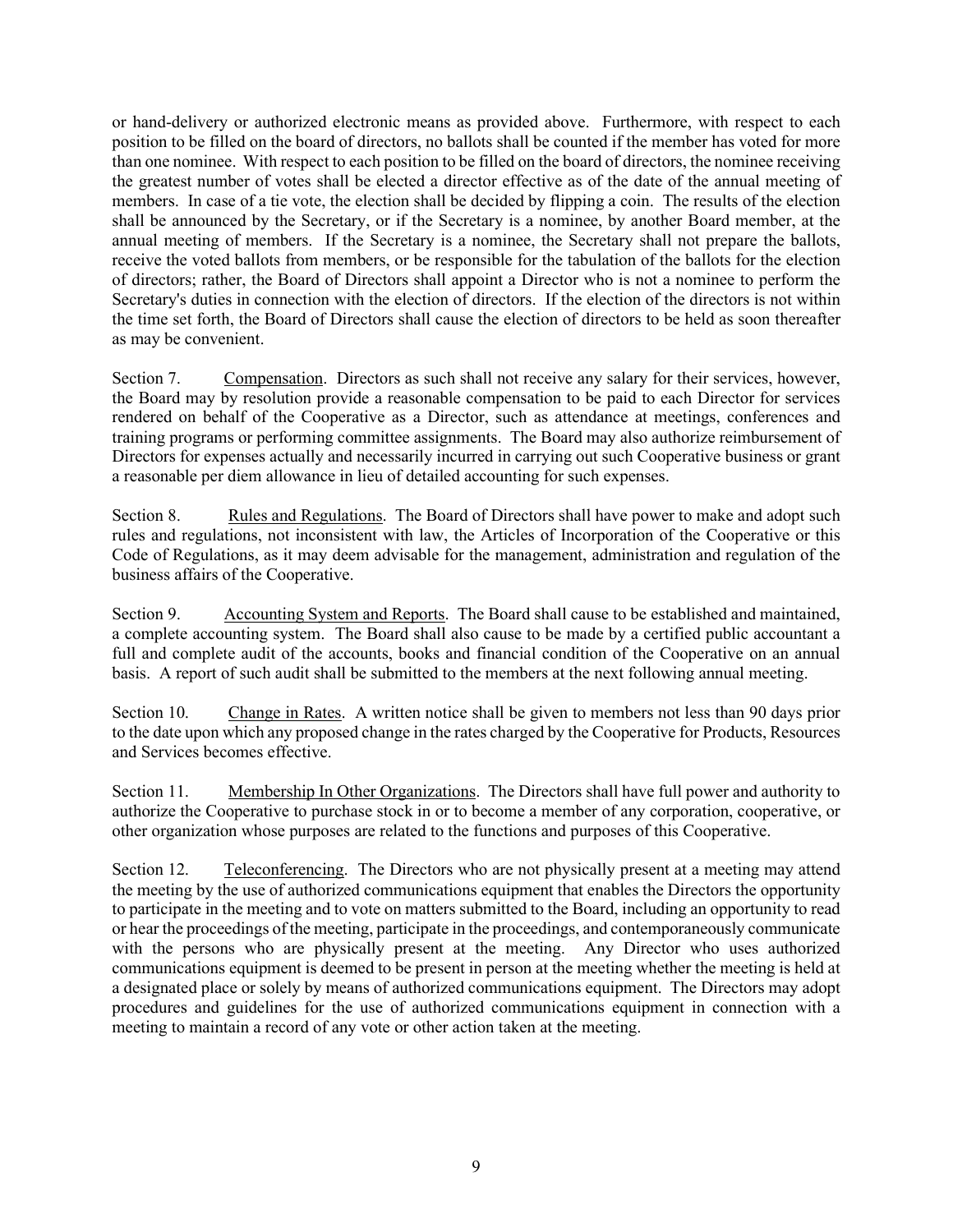or hand-delivery or authorized electronic means as provided above. Furthermore, with respect to each position to be filled on the board of directors, no ballots shall be counted if the member has voted for more than one nominee. With respect to each position to be filled on the board of directors, the nominee receiving the greatest number of votes shall be elected a director effective as of the date of the annual meeting of members. In case of a tie vote, the election shall be decided by flipping a coin. The results of the election shall be announced by the Secretary, or if the Secretary is a nominee, by another Board member, at the annual meeting of members. If the Secretary is a nominee, the Secretary shall not prepare the ballots, receive the voted ballots from members, or be responsible for the tabulation of the ballots for the election of directors; rather, the Board of Directors shall appoint a Director who is not a nominee to perform the Secretary's duties in connection with the election of directors. If the election of the directors is not within the time set forth, the Board of Directors shall cause the election of directors to be held as soon thereafter as may be convenient.

Section 7. Compensation. Directors as such shall not receive any salary for their services, however, the Board may by resolution provide a reasonable compensation to be paid to each Director for services rendered on behalf of the Cooperative as a Director, such as attendance at meetings, conferences and training programs or performing committee assignments. The Board may also authorize reimbursement of Directors for expenses actually and necessarily incurred in carrying out such Cooperative business or grant a reasonable per diem allowance in lieu of detailed accounting for such expenses.

Section 8. Rules and Regulations. The Board of Directors shall have power to make and adopt such rules and regulations, not inconsistent with law, the Articles of Incorporation of the Cooperative or this Code of Regulations, as it may deem advisable for the management, administration and regulation of the business affairs of the Cooperative.

Section 9. Accounting System and Reports. The Board shall cause to be established and maintained, a complete accounting system. The Board shall also cause to be made by a certified public accountant a full and complete audit of the accounts, books and financial condition of the Cooperative on an annual basis. A report of such audit shall be submitted to the members at the next following annual meeting.

Section 10. Change in Rates. A written notice shall be given to members not less than 90 days prior to the date upon which any proposed change in the rates charged by the Cooperative for Products, Resources and Services becomes effective.

Section 11. Membership In Other Organizations. The Directors shall have full power and authority to authorize the Cooperative to purchase stock in or to become a member of any corporation, cooperative, or other organization whose purposes are related to the functions and purposes of this Cooperative.

Section 12. Teleconferencing. The Directors who are not physically present at a meeting may attend the meeting by the use of authorized communications equipment that enables the Directors the opportunity to participate in the meeting and to vote on matters submitted to the Board, including an opportunity to read or hear the proceedings of the meeting, participate in the proceedings, and contemporaneously communicate with the persons who are physically present at the meeting. Any Director who uses authorized communications equipment is deemed to be present in person at the meeting whether the meeting is held at a designated place or solely by means of authorized communications equipment. The Directors may adopt procedures and guidelines for the use of authorized communications equipment in connection with a meeting to maintain a record of any vote or other action taken at the meeting.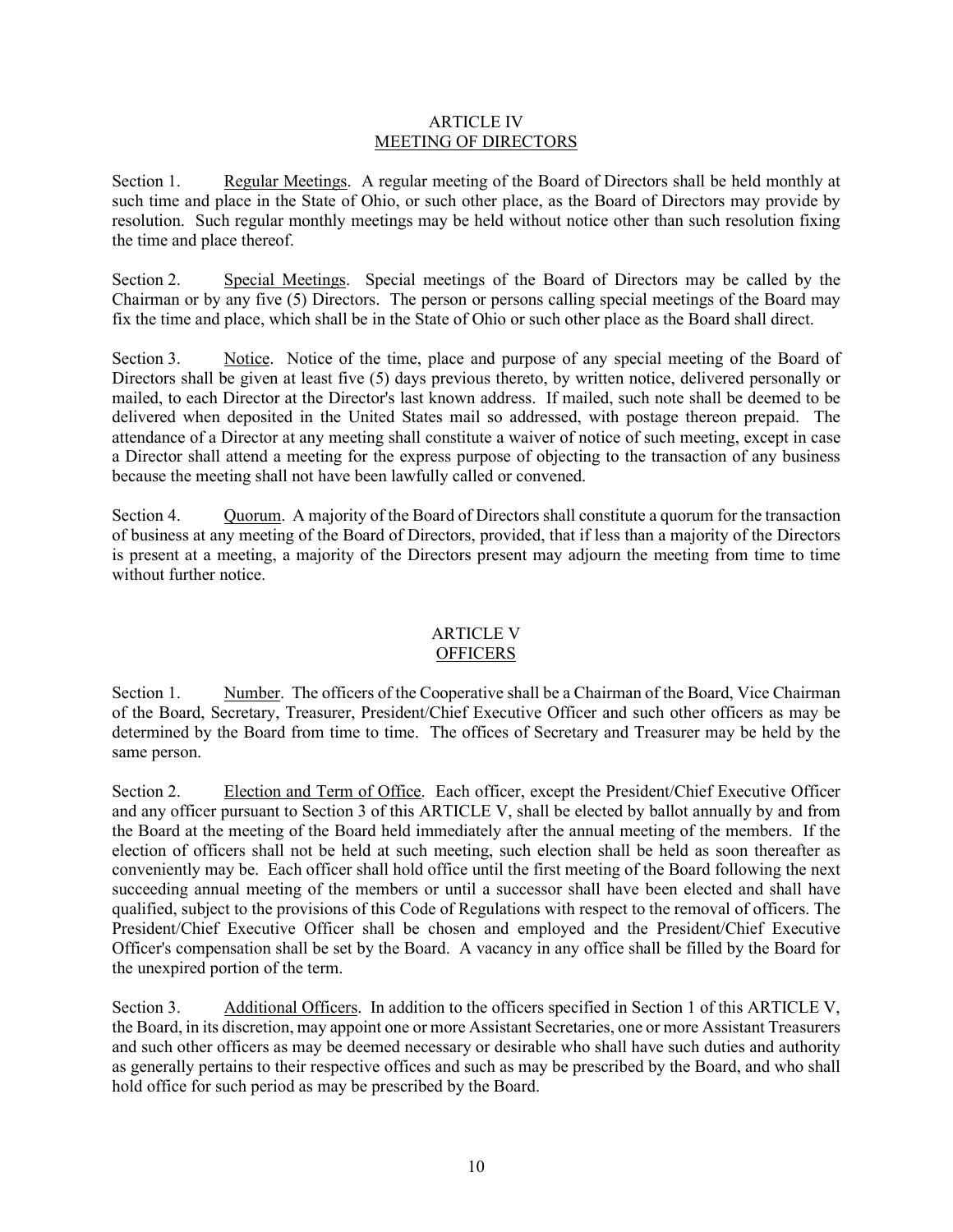## ARTICLE IV
## MEETING OF DIRECTORS

Section 1. Regular Meetings. A regular meeting of the Board of Directors shall be held monthly at such time and place in the State of Ohio, or such other place, as the Board of Directors may provide by resolution. Such regular monthly meetings may be held without notice other than such resolution fixing the time and place thereof.

Section 2. Special Meetings. Special meetings of the Board of Directors may be called by the Chairman or by any five (5) Directors. The person or persons calling special meetings of the Board may fix the time and place, which shall be in the State of Ohio or such other place as the Board shall direct.

Section 3. Notice. Notice of the time, place and purpose of any special meeting of the Board of Directors shall be given at least five (5) days previous thereto, by written notice, delivered personally or mailed, to each Director at the Director's last known address. If mailed, such note shall be deemed to be delivered when deposited in the United States mail so addressed, with postage thereon prepaid. The attendance of a Director at any meeting shall constitute a waiver of notice of such meeting, except in case a Director shall attend a meeting for the express purpose of objecting to the transaction of any business because the meeting shall not have been lawfully called or convened.

Section 4. Quorum. A majority of the Board of Directors shall constitute a quorum for the transaction of business at any meeting of the Board of Directors, provided, that if less than a majority of the Directors is present at a meeting, a majority of the Directors present may adjourn the meeting from time to time without further notice.

## ARTICLE V
## OFFICERS

Section 1. Number. The officers of the Cooperative shall be a Chairman of the Board, Vice Chairman of the Board, Secretary, Treasurer, President/Chief Executive Officer and such other officers as may be determined by the Board from time to time. The offices of Secretary and Treasurer may be held by the same person.

Section 2. Election and Term of Office. Each officer, except the President/Chief Executive Officer and any officer pursuant to Section 3 of this ARTICLE V, shall be elected by ballot annually by and from the Board at the meeting of the Board held immediately after the annual meeting of the members. If the election of officers shall not be held at such meeting, such election shall be held as soon thereafter as conveniently may be. Each officer shall hold office until the first meeting of the Board following the next succeeding annual meeting of the members or until a successor shall have been elected and shall have qualified, subject to the provisions of this Code of Regulations with respect to the removal of officers. The President/Chief Executive Officer shall be chosen and employed and the President/Chief Executive Officer's compensation shall be set by the Board. A vacancy in any office shall be filled by the Board for the unexpired portion of the term.

Section 3. Additional Officers. In addition to the officers specified in Section 1 of this ARTICLE V, the Board, in its discretion, may appoint one or more Assistant Secretaries, one or more Assistant Treasurers and such other officers as may be deemed necessary or desirable who shall have such duties and authority as generally pertains to their respective offices and such as may be prescribed by the Board, and who shall hold office for such period as may be prescribed by the Board.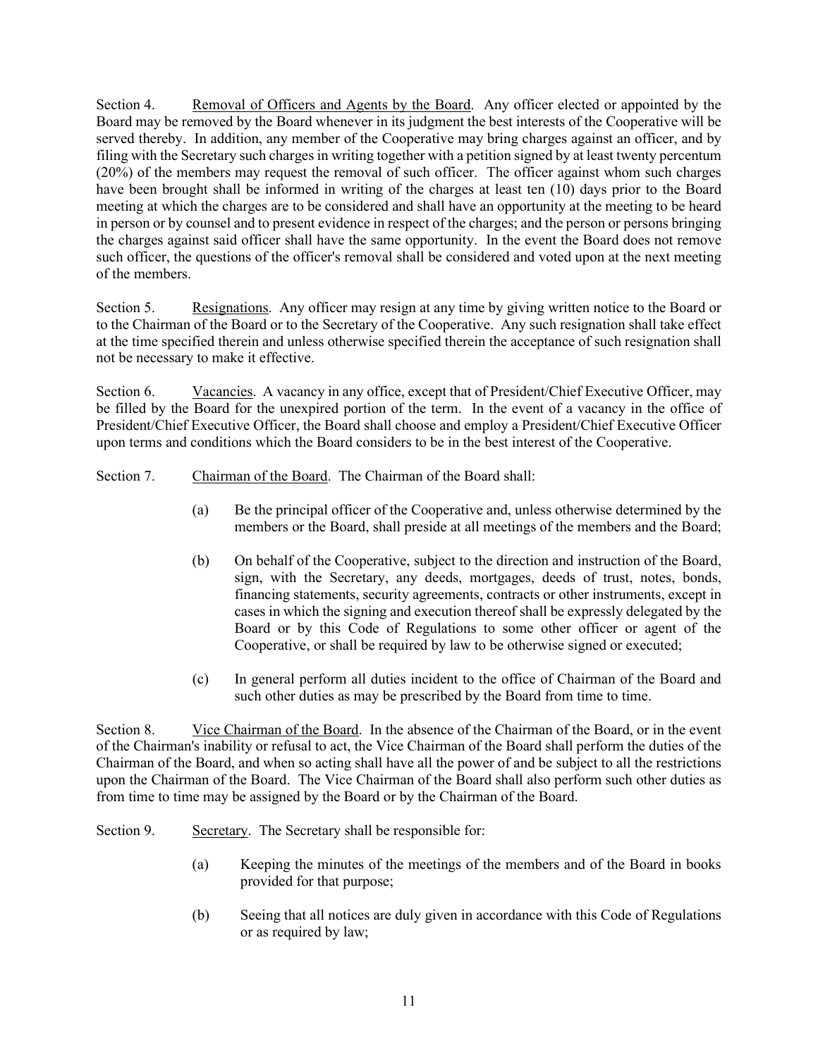Section 4. Removal of Officers and Agents by the Board. Any officer elected or appointed by the Board may be removed by the Board whenever in its judgment the best interests of the Cooperative will be served thereby. In addition, any member of the Cooperative may bring charges against an officer, and by filing with the Secretary such charges in writing together with a petition signed by at least twenty percentum (20%) of the members may request the removal of such officer. The officer against whom such charges have been brought shall be informed in writing of the charges at least ten (10) days prior to the Board meeting at which the charges are to be considered and shall have an opportunity at the meeting to be heard in person or by counsel and to present evidence in respect of the charges; and the person or persons bringing the charges against said officer shall have the same opportunity. In the event the Board does not remove such officer, the questions of the officer's removal shall be considered and voted upon at the next meeting of the members.

Section 5. Resignations. Any officer may resign at any time by giving written notice to the Board or to the Chairman of the Board or to the Secretary of the Cooperative. Any such resignation shall take effect at the time specified therein and unless otherwise specified therein the acceptance of such resignation shall not be necessary to make it effective.

Section 6. Vacancies. A vacancy in any office, except that of President/Chief Executive Officer, may be filled by the Board for the unexpired portion of the term. In the event of a vacancy in the office of President/Chief Executive Officer, the Board shall choose and employ a President/Chief Executive Officer upon terms and conditions which the Board considers to be in the best interest of the Cooperative.

Section 7. Chairman of the Board. The Chairman of the Board shall:

(a) Be the principal officer of the Cooperative and, unless otherwise determined by the members or the Board, shall preside at all meetings of the members and the Board;

(b) On behalf of the Cooperative, subject to the direction and instruction of the Board, sign, with the Secretary, any deeds, mortgages, deeds of trust, notes, bonds, financing statements, security agreements, contracts or other instruments, except in cases in which the signing and execution thereof shall be expressly delegated by the Board or by this Code of Regulations to some other officer or agent of the Cooperative, or shall be required by law to be otherwise signed or executed;

(c) In general perform all duties incident to the office of Chairman of the Board and such other duties as may be prescribed by the Board from time to time.

Section 8. Vice Chairman of the Board. In the absence of the Chairman of the Board, or in the event of the Chairman's inability or refusal to act, the Vice Chairman of the Board shall perform the duties of the Chairman of the Board, and when so acting shall have all the power of and be subject to all the restrictions upon the Chairman of the Board. The Vice Chairman of the Board shall also perform such other duties as from time to time may be assigned by the Board or by the Chairman of the Board.

Section 9. Secretary. The Secretary shall be responsible for:

(a) Keeping the minutes of the meetings of the members and of the Board in books provided for that purpose;

(b) Seeing that all notices are duly given in accordance with this Code of Regulations or as required by law;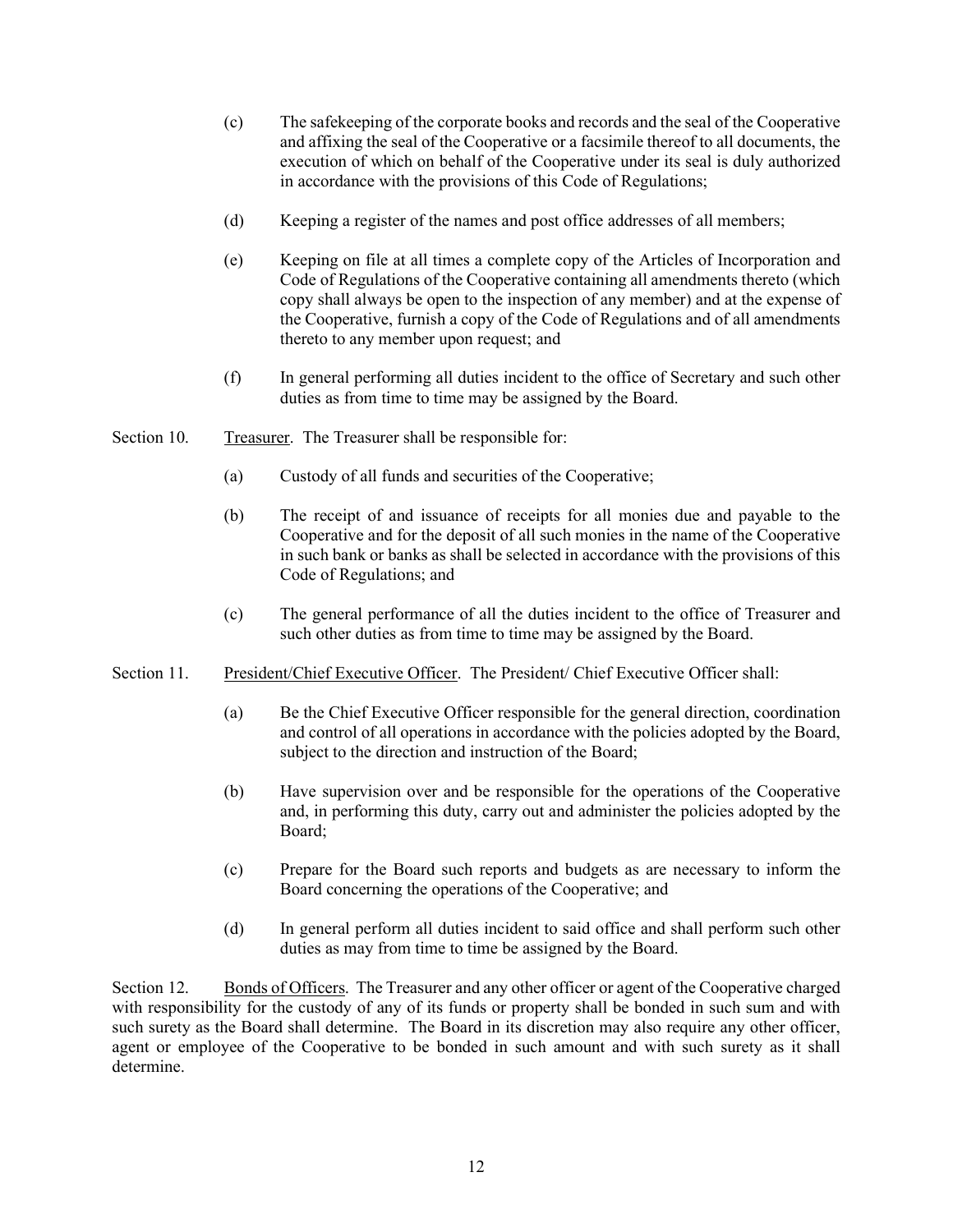(c) The safekeeping of the corporate books and records and the seal of the Cooperative and affixing the seal of the Cooperative or a facsimile thereof to all documents, the execution of which on behalf of the Cooperative under its seal is duly authorized in accordance with the provisions of this Code of Regulations;

(d) Keeping a register of the names and post office addresses of all members;

(e) Keeping on file at all times a complete copy of the Articles of Incorporation and Code of Regulations of the Cooperative containing all amendments thereto (which copy shall always be open to the inspection of any member) and at the expense of the Cooperative, furnish a copy of the Code of Regulations and of all amendments thereto to any member upon request; and

(f) In general performing all duties incident to the office of Secretary and such other duties as from time to time may be assigned by the Board.

Section 10. Treasurer. The Treasurer shall be responsible for:

(a) Custody of all funds and securities of the Cooperative;

(b) The receipt of and issuance of receipts for all monies due and payable to the Cooperative and for the deposit of all such monies in the name of the Cooperative in such bank or banks as shall be selected in accordance with the provisions of this Code of Regulations; and

(c) The general performance of all the duties incident to the office of Treasurer and such other duties as from time to time may be assigned by the Board.

Section 11. President/Chief Executive Officer. The President/ Chief Executive Officer shall:

(a) Be the Chief Executive Officer responsible for the general direction, coordination and control of all operations in accordance with the policies adopted by the Board, subject to the direction and instruction of the Board;

(b) Have supervision over and be responsible for the operations of the Cooperative and, in performing this duty, carry out and administer the policies adopted by the Board;

(c) Prepare for the Board such reports and budgets as are necessary to inform the Board concerning the operations of the Cooperative; and

(d) In general perform all duties incident to said office and shall perform such other duties as may from time to time be assigned by the Board.

Section 12. Bonds of Officers. The Treasurer and any other officer or agent of the Cooperative charged with responsibility for the custody of any of its funds or property shall be bonded in such sum and with such surety as the Board shall determine. The Board in its discretion may also require any other officer, agent or employee of the Cooperative to be bonded in such amount and with such surety as it shall determine.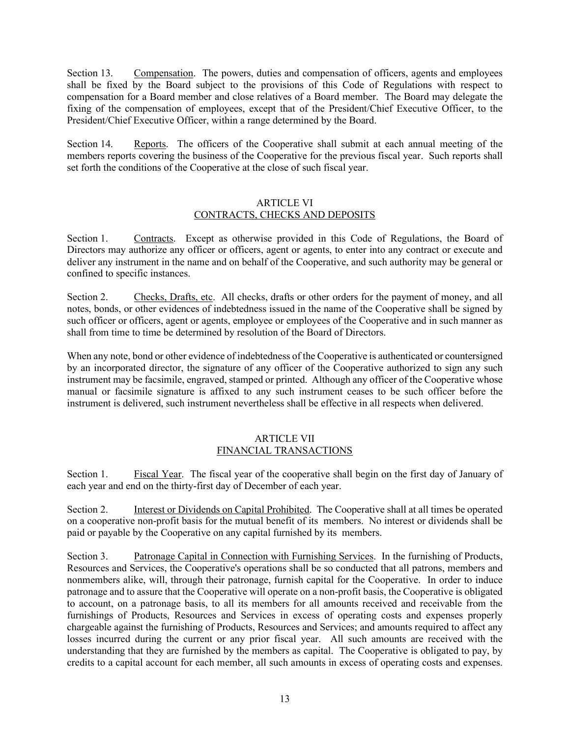Section 13. Compensation. The powers, duties and compensation of officers, agents and employees shall be fixed by the Board subject to the provisions of this Code of Regulations with respect to compensation for a Board member and close relatives of a Board member. The Board may delegate the fixing of the compensation of employees, except that of the President/Chief Executive Officer, to the President/Chief Executive Officer, within a range determined by the Board.

Section 14. Reports. The officers of the Cooperative shall submit at each annual meeting of the members reports covering the business of the Cooperative for the previous fiscal year. Such reports shall set forth the conditions of the Cooperative at the close of such fiscal year.

## ARTICLE VI
## CONTRACTS, CHECKS AND DEPOSITS

Section 1. Contracts. Except as otherwise provided in this Code of Regulations, the Board of Directors may authorize any officer or officers, agent or agents, to enter into any contract or execute and deliver any instrument in the name and on behalf of the Cooperative, and such authority may be general or confined to specific instances.

Section 2. Checks, Drafts, etc. All checks, drafts or other orders for the payment of money, and all notes, bonds, or other evidences of indebtedness issued in the name of the Cooperative shall be signed by such officer or officers, agent or agents, employee or employees of the Cooperative and in such manner as shall from time to time be determined by resolution of the Board of Directors.

When any note, bond or other evidence of indebtedness of the Cooperative is authenticated or countersigned by an incorporated director, the signature of any officer of the Cooperative authorized to sign any such instrument may be facsimile, engraved, stamped or printed. Although any officer of the Cooperative whose manual or facsimile signature is affixed to any such instrument ceases to be such officer before the instrument is delivered, such instrument nevertheless shall be effective in all respects when delivered.

## ARTICLE VII
## FINANCIAL TRANSACTIONS

Section 1. Fiscal Year. The fiscal year of the cooperative shall begin on the first day of January of each year and end on the thirty-first day of December of each year.

Section 2. Interest or Dividends on Capital Prohibited. The Cooperative shall at all times be operated on a cooperative non-profit basis for the mutual benefit of its members. No interest or dividends shall be paid or payable by the Cooperative on any capital furnished by its members.

Section 3. Patronage Capital in Connection with Furnishing Services. In the furnishing of Products, Resources and Services, the Cooperative's operations shall be so conducted that all patrons, members and nonmembers alike, will, through their patronage, furnish capital for the Cooperative. In order to induce patronage and to assure that the Cooperative will operate on a non-profit basis, the Cooperative is obligated to account, on a patronage basis, to all its members for all amounts received and receivable from the furnishings of Products, Resources and Services in excess of operating costs and expenses properly chargeable against the furnishing of Products, Resources and Services; and amounts required to affect any losses incurred during the current or any prior fiscal year. All such amounts are received with the understanding that they are furnished by the members as capital. The Cooperative is obligated to pay, by credits to a capital account for each member, all such amounts in excess of operating costs and expenses.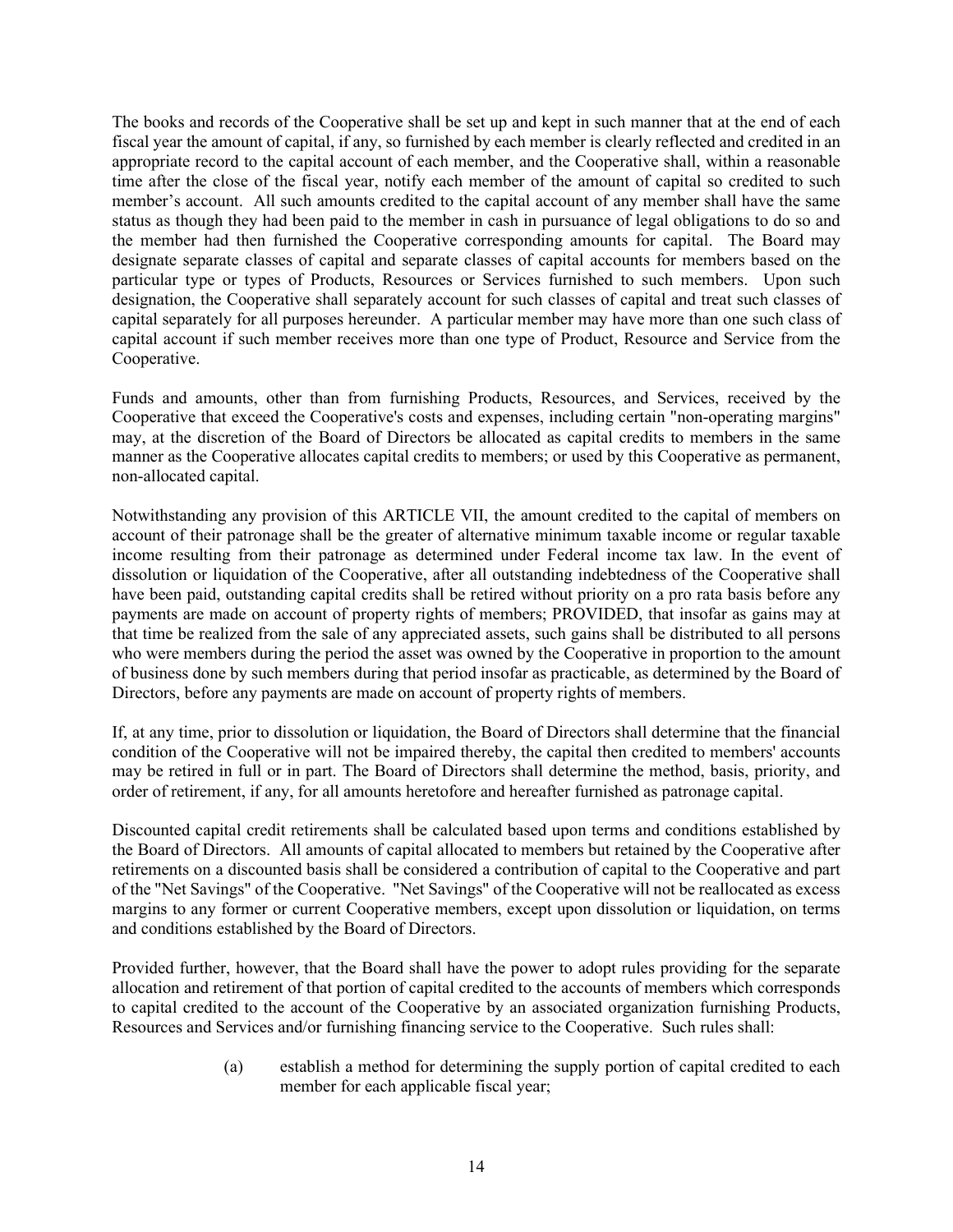The books and records of the Cooperative shall be set up and kept in such manner that at the end of each fiscal year the amount of capital, if any, so furnished by each member is clearly reflected and credited in an appropriate record to the capital account of each member, and the Cooperative shall, within a reasonable time after the close of the fiscal year, notify each member of the amount of capital so credited to such member's account. All such amounts credited to the capital account of any member shall have the same status as though they had been paid to the member in cash in pursuance of legal obligations to do so and the member had then furnished the Cooperative corresponding amounts for capital. The Board may designate separate classes of capital and separate classes of capital accounts for members based on the particular type or types of Products, Resources or Services furnished to such members. Upon such designation, the Cooperative shall separately account for such classes of capital and treat such classes of capital separately for all purposes hereunder. A particular member may have more than one such class of capital account if such member receives more than one type of Product, Resource and Service from the Cooperative.

Funds and amounts, other than from furnishing Products, Resources, and Services, received by the Cooperative that exceed the Cooperative's costs and expenses, including certain "non-operating margins" may, at the discretion of the Board of Directors be allocated as capital credits to members in the same manner as the Cooperative allocates capital credits to members; or used by this Cooperative as permanent, non-allocated capital.

Notwithstanding any provision of this ARTICLE VII, the amount credited to the capital of members on account of their patronage shall be the greater of alternative minimum taxable income or regular taxable income resulting from their patronage as determined under Federal income tax law. In the event of dissolution or liquidation of the Cooperative, after all outstanding indebtedness of the Cooperative shall have been paid, outstanding capital credits shall be retired without priority on a pro rata basis before any payments are made on account of property rights of members; PROVIDED, that insofar as gains may at that time be realized from the sale of any appreciated assets, such gains shall be distributed to all persons who were members during the period the asset was owned by the Cooperative in proportion to the amount of business done by such members during that period insofar as practicable, as determined by the Board of Directors, before any payments are made on account of property rights of members.

If, at any time, prior to dissolution or liquidation, the Board of Directors shall determine that the financial condition of the Cooperative will not be impaired thereby, the capital then credited to members' accounts may be retired in full or in part. The Board of Directors shall determine the method, basis, priority, and order of retirement, if any, for all amounts heretofore and hereafter furnished as patronage capital.

Discounted capital credit retirements shall be calculated based upon terms and conditions established by the Board of Directors. All amounts of capital allocated to members but retained by the Cooperative after retirements on a discounted basis shall be considered a contribution of capital to the Cooperative and part of the "Net Savings" of the Cooperative. "Net Savings" of the Cooperative will not be reallocated as excess margins to any former or current Cooperative members, except upon dissolution or liquidation, on terms and conditions established by the Board of Directors.

Provided further, however, that the Board shall have the power to adopt rules providing for the separate allocation and retirement of that portion of capital credited to the accounts of members which corresponds to capital credited to the account of the Cooperative by an associated organization furnishing Products, Resources and Services and/or furnishing financing service to the Cooperative. Such rules shall:

(a) establish a method for determining the supply portion of capital credited to each member for each applicable fiscal year;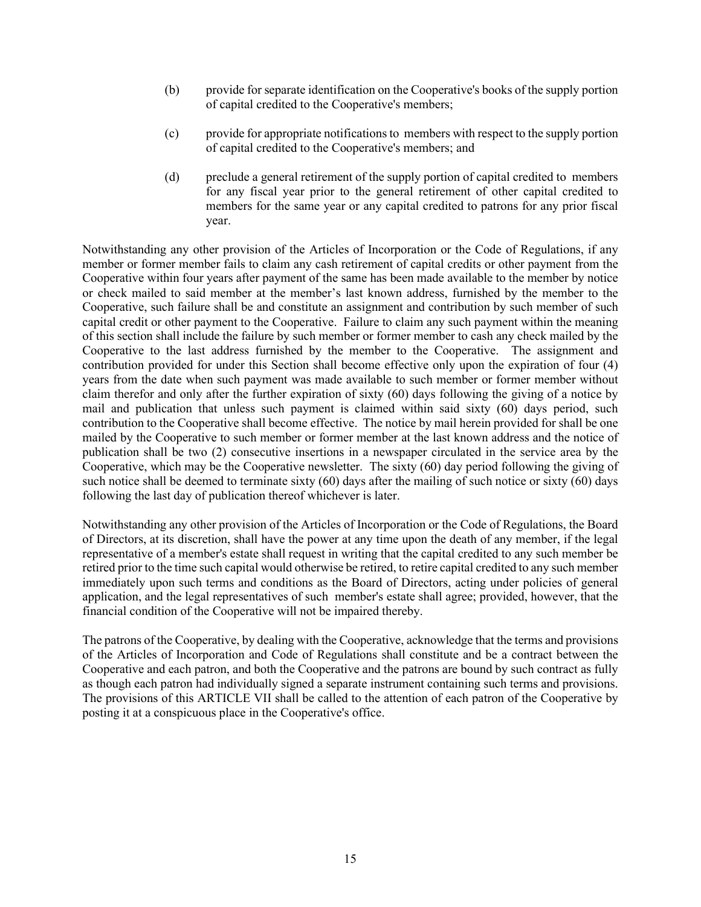(b) provide for separate identification on the Cooperative's books of the supply portion of capital credited to the Cooperative's members;

(c) provide for appropriate notifications to members with respect to the supply portion of capital credited to the Cooperative's members; and

(d) preclude a general retirement of the supply portion of capital credited to members for any fiscal year prior to the general retirement of other capital credited to members for the same year or any capital credited to patrons for any prior fiscal year.

Notwithstanding any other provision of the Articles of Incorporation or the Code of Regulations, if any member or former member fails to claim any cash retirement of capital credits or other payment from the Cooperative within four years after payment of the same has been made available to the member by notice or check mailed to said member at the member's last known address, furnished by the member to the Cooperative, such failure shall be and constitute an assignment and contribution by such member of such capital credit or other payment to the Cooperative. Failure to claim any such payment within the meaning of this section shall include the failure by such member or former member to cash any check mailed by the Cooperative to the last address furnished by the member to the Cooperative. The assignment and contribution provided for under this Section shall become effective only upon the expiration of four (4) years from the date when such payment was made available to such member or former member without claim therefor and only after the further expiration of sixty (60) days following the giving of a notice by mail and publication that unless such payment is claimed within said sixty (60) days period, such contribution to the Cooperative shall become effective. The notice by mail herein provided for shall be one mailed by the Cooperative to such member or former member at the last known address and the notice of publication shall be two (2) consecutive insertions in a newspaper circulated in the service area by the Cooperative, which may be the Cooperative newsletter. The sixty (60) day period following the giving of such notice shall be deemed to terminate sixty (60) days after the mailing of such notice or sixty (60) days following the last day of publication thereof whichever is later.

Notwithstanding any other provision of the Articles of Incorporation or the Code of Regulations, the Board of Directors, at its discretion, shall have the power at any time upon the death of any member, if the legal representative of a member's estate shall request in writing that the capital credited to any such member be retired prior to the time such capital would otherwise be retired, to retire capital credited to any such member immediately upon such terms and conditions as the Board of Directors, acting under policies of general application, and the legal representatives of such member's estate shall agree; provided, however, that the financial condition of the Cooperative will not be impaired thereby.

The patrons of the Cooperative, by dealing with the Cooperative, acknowledge that the terms and provisions of the Articles of Incorporation and Code of Regulations shall constitute and be a contract between the Cooperative and each patron, and both the Cooperative and the patrons are bound by such contract as fully as though each patron had individually signed a separate instrument containing such terms and provisions. The provisions of this ARTICLE VII shall be called to the attention of each patron of the Cooperative by posting it at a conspicuous place in the Cooperative's office.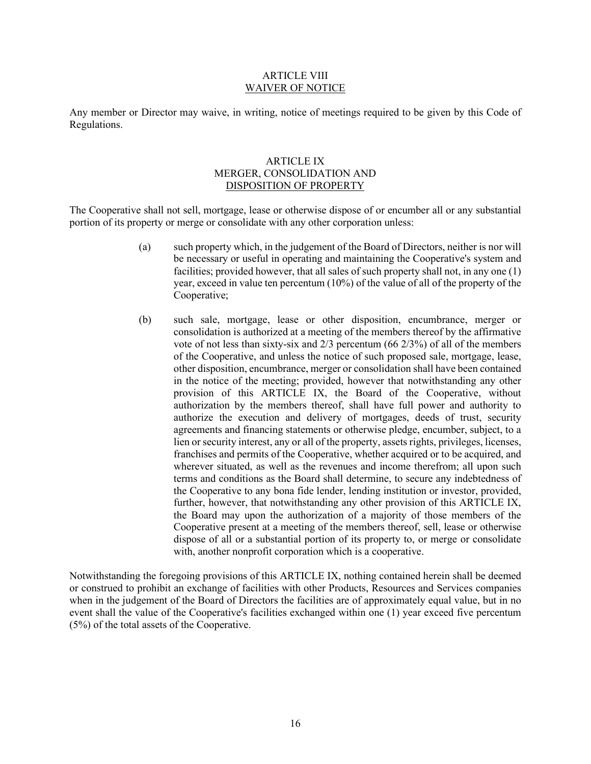## ARTICLE VIII
## WAIVER OF NOTICE

Any member or Director may waive, in writing, notice of meetings required to be given by this Code of Regulations.

## ARTICLE IX
## MERGER, CONSOLIDATION AND DISPOSITION OF PROPERTY

The Cooperative shall not sell, mortgage, lease or otherwise dispose of or encumber all or any substantial portion of its property or merge or consolidate with any other corporation unless:

(a) such property which, in the judgement of the Board of Directors, neither is nor will be necessary or useful in operating and maintaining the Cooperative's system and facilities; provided however, that all sales of such property shall not, in any one (1) year, exceed in value ten percentum (10%) of the value of all of the property of the Cooperative;

(b) such sale, mortgage, lease or other disposition, encumbrance, merger or consolidation is authorized at a meeting of the members thereof by the affirmative vote of not less than sixty-six and 2/3 percentum (66 2/3%) of all of the members of the Cooperative, and unless the notice of such proposed sale, mortgage, lease, other disposition, encumbrance, merger or consolidation shall have been contained in the notice of the meeting; provided, however that notwithstanding any other provision of this ARTICLE IX, the Board of the Cooperative, without authorization by the members thereof, shall have full power and authority to authorize the execution and delivery of mortgages, deeds of trust, security agreements and financing statements or otherwise pledge, encumber, subject, to a lien or security interest, any or all of the property, assets rights, privileges, licenses, franchises and permits of the Cooperative, whether acquired or to be acquired, and wherever situated, as well as the revenues and income therefrom; all upon such terms and conditions as the Board shall determine, to secure any indebtedness of the Cooperative to any bona fide lender, lending institution or investor, provided, further, however, that notwithstanding any other provision of this ARTICLE IX, the Board may upon the authorization of a majority of those members of the Cooperative present at a meeting of the members thereof, sell, lease or otherwise dispose of all or a substantial portion of its property to, or merge or consolidate with, another nonprofit corporation which is a cooperative.

Notwithstanding the foregoing provisions of this ARTICLE IX, nothing contained herein shall be deemed or construed to prohibit an exchange of facilities with other Products, Resources and Services companies when in the judgement of the Board of Directors the facilities are of approximately equal value, but in no event shall the value of the Cooperative's facilities exchanged within one (1) year exceed five percentum (5%) of the total assets of the Cooperative.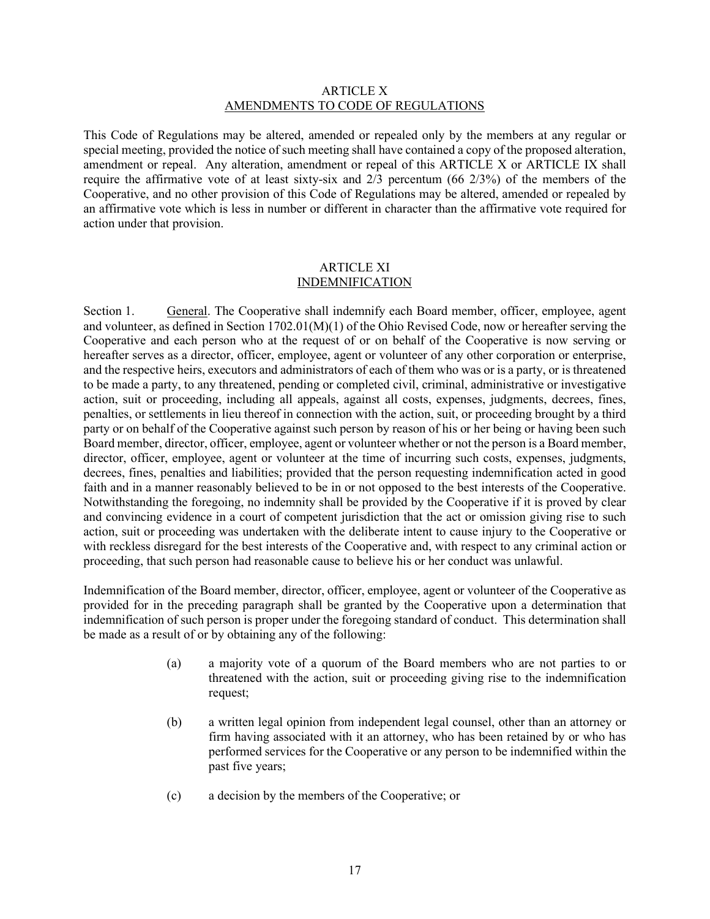## ARTICLE X
## AMENDMENTS TO CODE OF REGULATIONS

This Code of Regulations may be altered, amended or repealed only by the members at any regular or special meeting, provided the notice of such meeting shall have contained a copy of the proposed alteration, amendment or repeal. Any alteration, amendment or repeal of this ARTICLE X or ARTICLE IX shall require the affirmative vote of at least sixty-six and 2/3 percentum (66 2/3%) of the members of the Cooperative, and no other provision of this Code of Regulations may be altered, amended or repealed by an affirmative vote which is less in number or different in character than the affirmative vote required for action under that provision.

## ARTICLE XI
## INDEMNIFICATION

Section 1. General. The Cooperative shall indemnify each Board member, officer, employee, agent and volunteer, as defined in Section 1702.01(M)(1) of the Ohio Revised Code, now or hereafter serving the Cooperative and each person who at the request of or on behalf of the Cooperative is now serving or hereafter serves as a director, officer, employee, agent or volunteer of any other corporation or enterprise, and the respective heirs, executors and administrators of each of them who was or is a party, or is threatened to be made a party, to any threatened, pending or completed civil, criminal, administrative or investigative action, suit or proceeding, including all appeals, against all costs, expenses, judgments, decrees, fines, penalties, or settlements in lieu thereof in connection with the action, suit, or proceeding brought by a third party or on behalf of the Cooperative against such person by reason of his or her being or having been such Board member, director, officer, employee, agent or volunteer whether or not the person is a Board member, director, officer, employee, agent or volunteer at the time of incurring such costs, expenses, judgments, decrees, fines, penalties and liabilities; provided that the person requesting indemnification acted in good faith and in a manner reasonably believed to be in or not opposed to the best interests of the Cooperative. Notwithstanding the foregoing, no indemnity shall be provided by the Cooperative if it is proved by clear and convincing evidence in a court of competent jurisdiction that the act or omission giving rise to such action, suit or proceeding was undertaken with the deliberate intent to cause injury to the Cooperative or with reckless disregard for the best interests of the Cooperative and, with respect to any criminal action or proceeding, that such person had reasonable cause to believe his or her conduct was unlawful.

Indemnification of the Board member, director, officer, employee, agent or volunteer of the Cooperative as provided for in the preceding paragraph shall be granted by the Cooperative upon a determination that indemnification of such person is proper under the foregoing standard of conduct. This determination shall be made as a result of or by obtaining any of the following:

(a) a majority vote of a quorum of the Board members who are not parties to or threatened with the action, suit or proceeding giving rise to the indemnification request;

(b) a written legal opinion from independent legal counsel, other than an attorney or firm having associated with it an attorney, who has been retained by or who has performed services for the Cooperative or any person to be indemnified within the past five years;

(c) a decision by the members of the Cooperative; or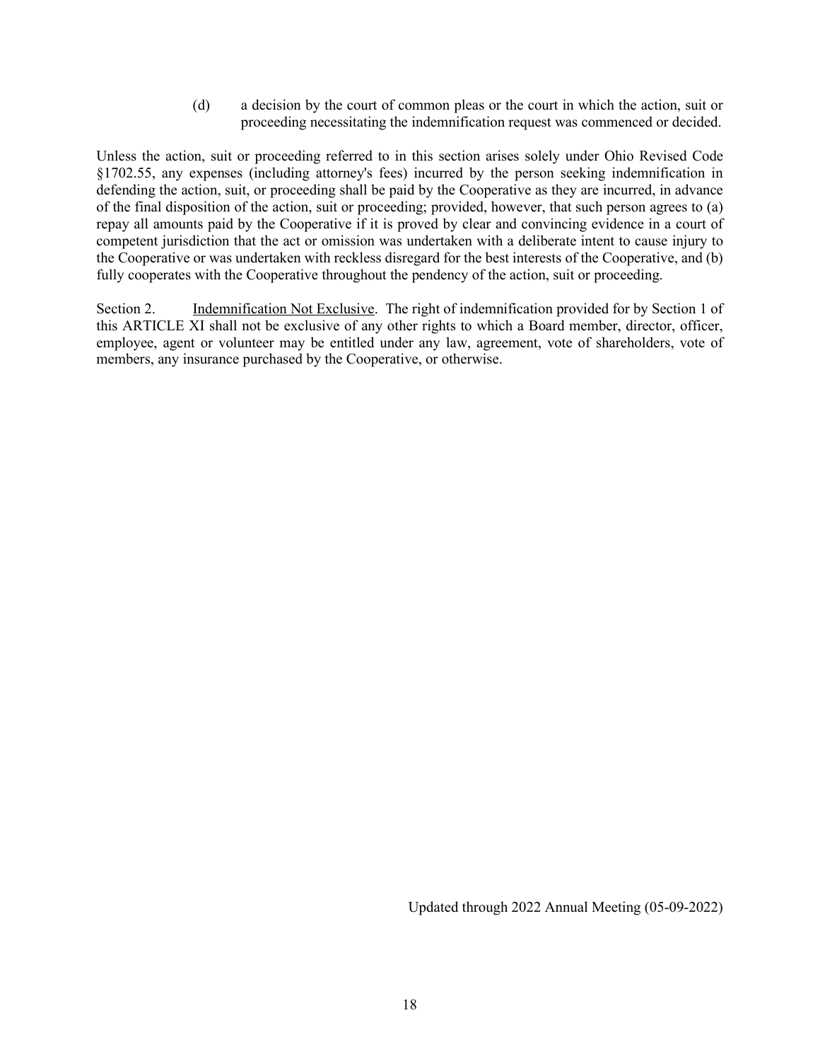(d) a decision by the court of common pleas or the court in which the action, suit or proceeding necessitating the indemnification request was commenced or decided.

Unless the action, suit or proceeding referred to in this section arises solely under Ohio Revised Code §1702.55, any expenses (including attorney's fees) incurred by the person seeking indemnification in defending the action, suit, or proceeding shall be paid by the Cooperative as they are incurred, in advance of the final disposition of the action, suit or proceeding; provided, however, that such person agrees to (a) repay all amounts paid by the Cooperative if it is proved by clear and convincing evidence in a court of competent jurisdiction that the act or omission was undertaken with a deliberate intent to cause injury to the Cooperative or was undertaken with reckless disregard for the best interests of the Cooperative, and (b) fully cooperates with the Cooperative throughout the pendency of the action, suit or proceeding.

Section 2. Indemnification Not Exclusive. The right of indemnification provided for by Section 1 of this ARTICLE XI shall not be exclusive of any other rights to which a Board member, director, officer, employee, agent or volunteer may be entitled under any law, agreement, vote of shareholders, vote of members, any insurance purchased by the Cooperative, or otherwise.

Updated through 2022 Annual Meeting (05-09-2022)